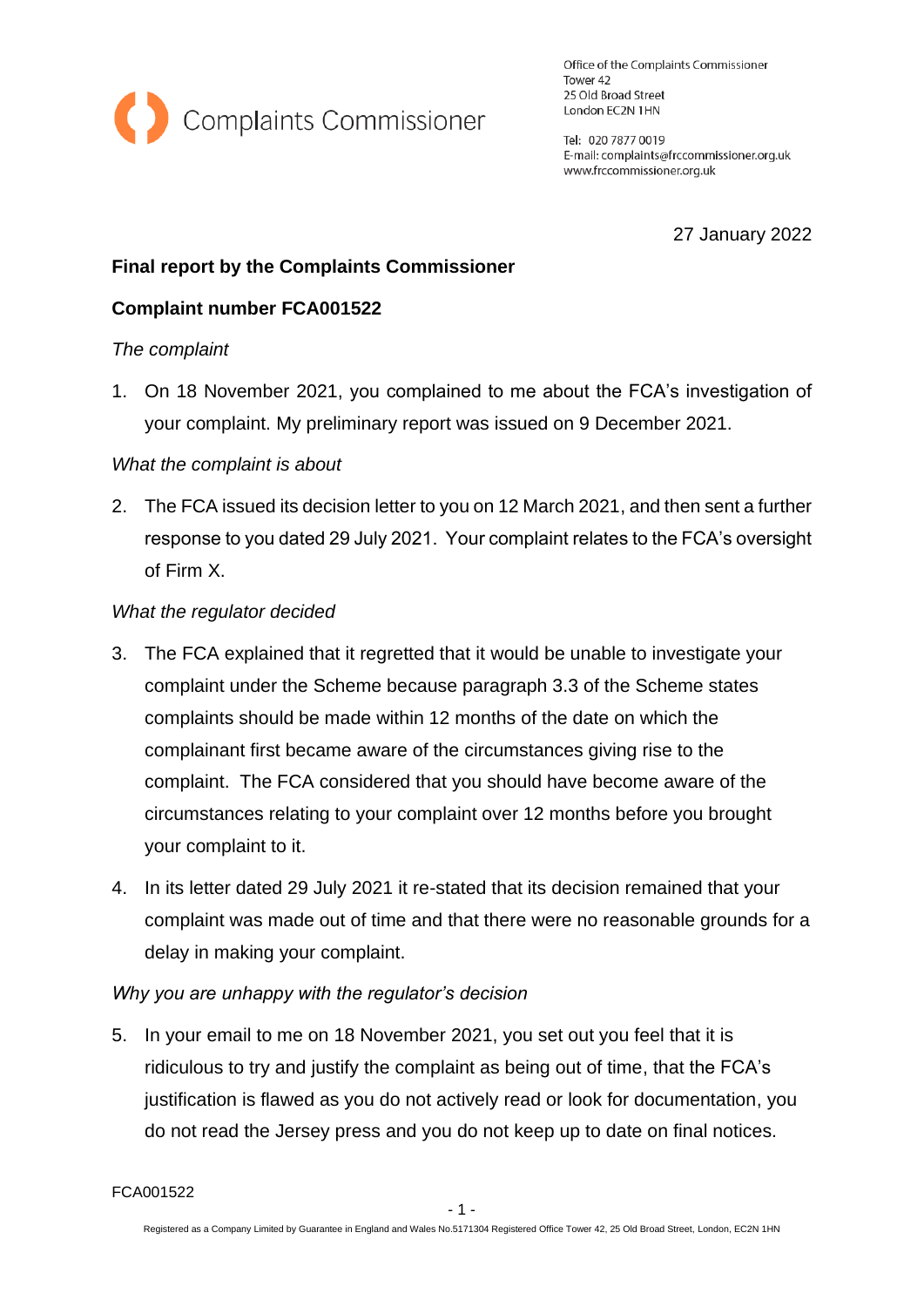Complaints Commissioner

Office of the Complaints Commissioner
Tower 42
25 Old Broad Street
London EC2N 1HN

Tel: 020 7877 0019
E-mail: complaints@frccommissioner.org.uk
www.frccommissioner.org.uk

27 January 2022

**Final report by the Complaints Commissioner**

**Complaint number FCA001522**

*The complaint*

1. On 18 November 2021, you complained to me about the FCA's investigation of your complaint. My preliminary report was issued on 9 December 2021.

*What the complaint is about*

2. The FCA issued its decision letter to you on 12 March 2021, and then sent a further response to you dated 29 July 2021. Your complaint relates to the FCA's oversight of Firm X.

*What the regulator decided*

3. The FCA explained that it regretted that it would be unable to investigate your complaint under the Scheme because paragraph 3.3 of the Scheme states complaints should be made within 12 months of the date on which the complainant first became aware of the circumstances giving rise to the complaint. The FCA considered that you should have become aware of the circumstances relating to your complaint over 12 months before you brought your complaint to it.

4. In its letter dated 29 July 2021 it re-stated that its decision remained that your complaint was made out of time and that there were no reasonable grounds for a delay in making your complaint.

*Why you are unhappy with the regulator's decision*

5. In your email to me on 18 November 2021, you set out you feel that it is ridiculous to try and justify the complaint as being out of time, that the FCA's justification is flawed as you do not actively read or look for documentation, you do not read the Jersey press and you do not keep up to date on final notices.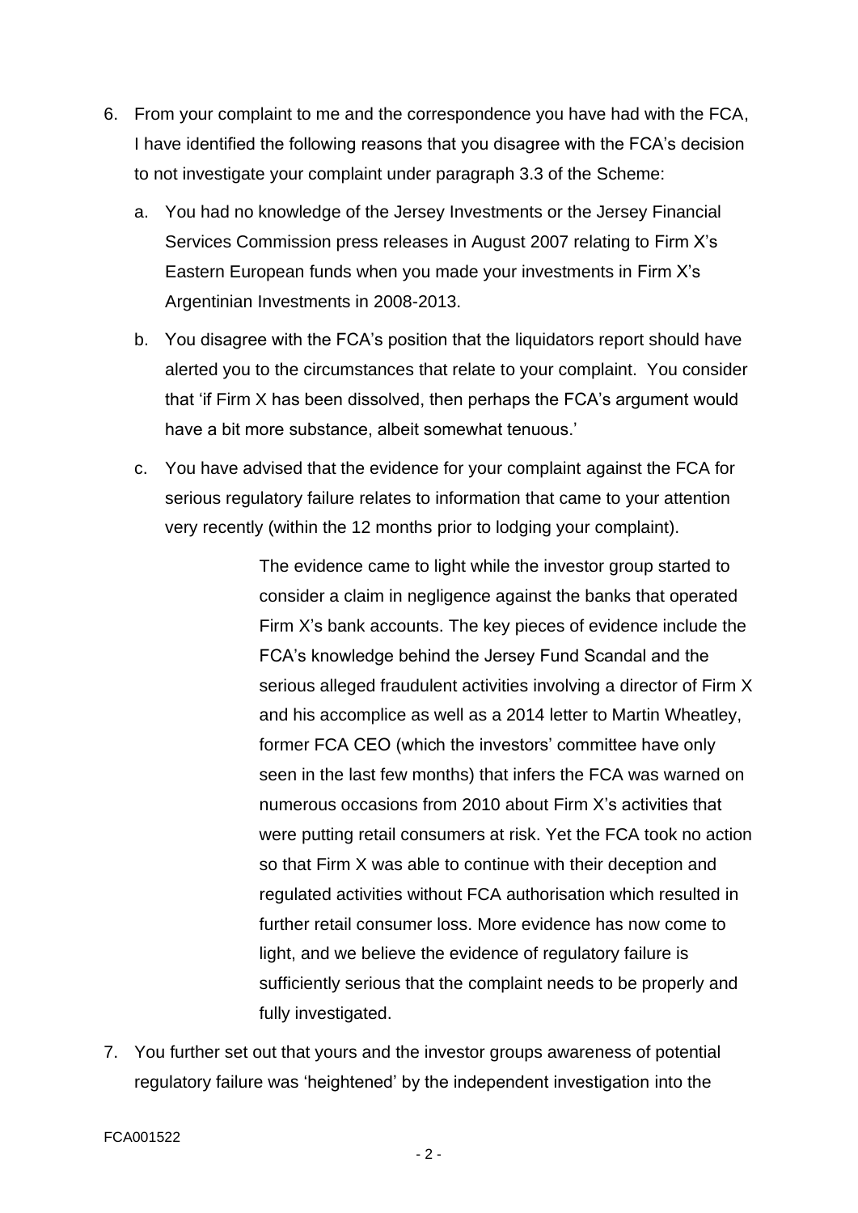6. From your complaint to me and the correspondence you have had with the FCA, I have identified the following reasons that you disagree with the FCA's decision to not investigate your complaint under paragraph 3.3 of the Scheme:

   a. You had no knowledge of the Jersey Investments or the Jersey Financial Services Commission press releases in August 2007 relating to Firm X's Eastern European funds when you made your investments in Firm X's Argentinian Investments in 2008-2013.

   b. You disagree with the FCA's position that the liquidators report should have alerted you to the circumstances that relate to your complaint. You consider that 'if Firm X has been dissolved, then perhaps the FCA's argument would have a bit more substance, albeit somewhat tenuous.'

   c. You have advised that the evidence for your complaint against the FCA for serious regulatory failure relates to information that came to your attention very recently (within the 12 months prior to lodging your complaint).

      > The evidence came to light while the investor group started to consider a claim in negligence against the banks that operated Firm X's bank accounts. The key pieces of evidence include the FCA's knowledge behind the Jersey Fund Scandal and the serious alleged fraudulent activities involving a director of Firm X and his accomplice as well as a 2014 letter to Martin Wheatley, former FCA CEO (which the investors' committee have only seen in the last few months) that infers the FCA was warned on numerous occasions from 2010 about Firm X's activities that were putting retail consumers at risk. Yet the FCA took no action so that Firm X was able to continue with their deception and regulated activities without FCA authorisation which resulted in further retail consumer loss. More evidence has now come to light, and we believe the evidence of regulatory failure is sufficiently serious that the complaint needs to be properly and fully investigated.

7. You further set out that yours and the investor groups awareness of potential regulatory failure was 'heightened' by the independent investigation into the

FCA001522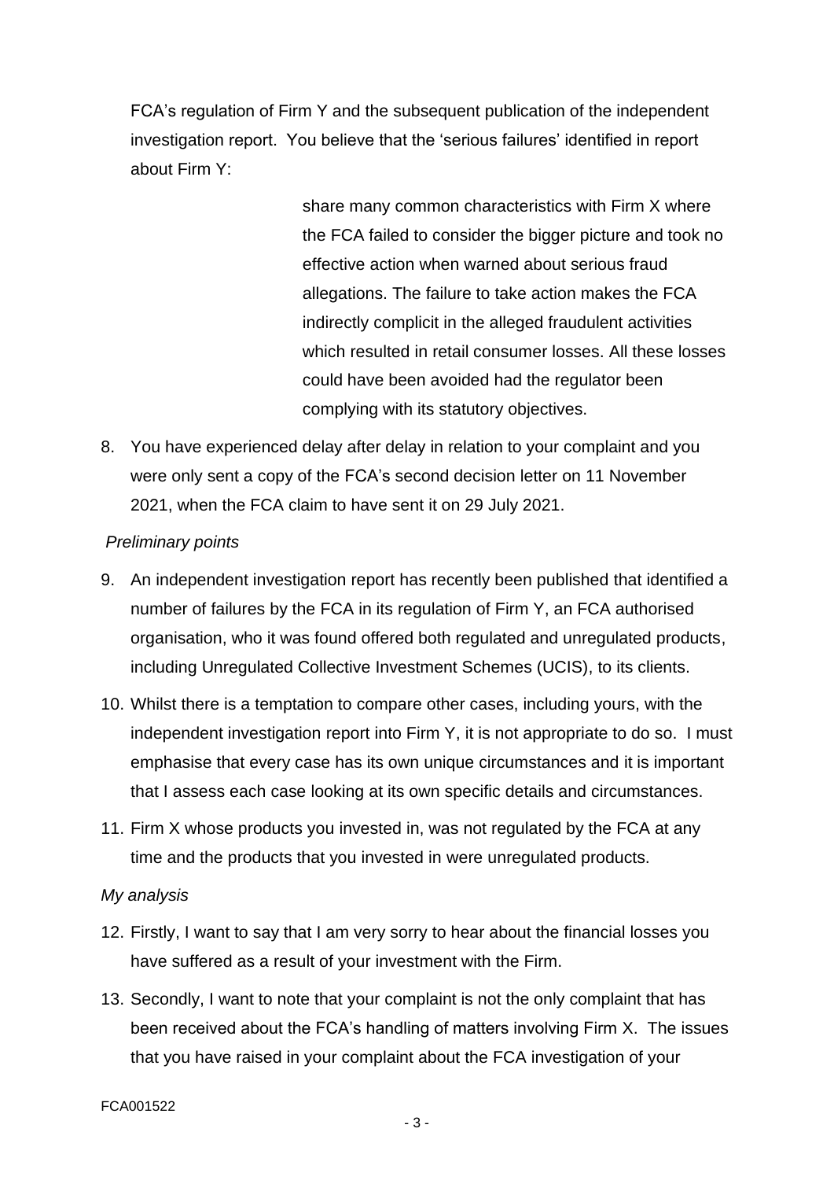FCA's regulation of Firm Y and the subsequent publication of the independent investigation report. You believe that the 'serious failures' identified in report about Firm Y:

> share many common characteristics with Firm X where the FCA failed to consider the bigger picture and took no effective action when warned about serious fraud allegations. The failure to take action makes the FCA indirectly complicit in the alleged fraudulent activities which resulted in retail consumer losses. All these losses could have been avoided had the regulator been complying with its statutory objectives.

8. You have experienced delay after delay in relation to your complaint and you were only sent a copy of the FCA's second decision letter on 11 November 2021, when the FCA claim to have sent it on 29 July 2021.

*Preliminary points*

9. An independent investigation report has recently been published that identified a number of failures by the FCA in its regulation of Firm Y, an FCA authorised organisation, who it was found offered both regulated and unregulated products, including Unregulated Collective Investment Schemes (UCIS), to its clients.
10. Whilst there is a temptation to compare other cases, including yours, with the independent investigation report into Firm Y, it is not appropriate to do so. I must emphasise that every case has its own unique circumstances and it is important that I assess each case looking at its own specific details and circumstances.
11. Firm X whose products you invested in, was not regulated by the FCA at any time and the products that you invested in were unregulated products.

*My analysis*

12. Firstly, I want to say that I am very sorry to hear about the financial losses you have suffered as a result of your investment with the Firm.
13. Secondly, I want to note that your complaint is not the only complaint that has been received about the FCA's handling of matters involving Firm X. The issues that you have raised in your complaint about the FCA investigation of your

FCA001522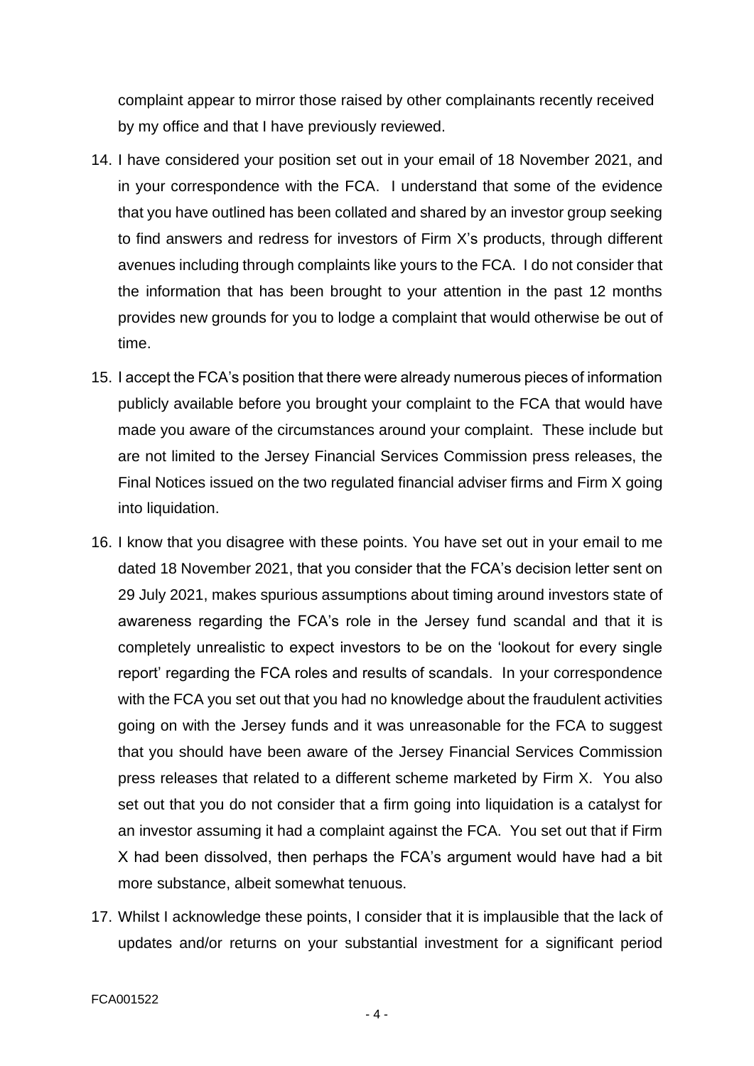complaint appear to mirror those raised by other complainants recently received by my office and that I have previously reviewed.

14. I have considered your position set out in your email of 18 November 2021, and in your correspondence with the FCA. I understand that some of the evidence that you have outlined has been collated and shared by an investor group seeking to find answers and redress for investors of Firm X's products, through different avenues including through complaints like yours to the FCA. I do not consider that the information that has been brought to your attention in the past 12 months provides new grounds for you to lodge a complaint that would otherwise be out of time.

15. I accept the FCA's position that there were already numerous pieces of information publicly available before you brought your complaint to the FCA that would have made you aware of the circumstances around your complaint. These include but are not limited to the Jersey Financial Services Commission press releases, the Final Notices issued on the two regulated financial adviser firms and Firm X going into liquidation.

16. I know that you disagree with these points. You have set out in your email to me dated 18 November 2021, that you consider that the FCA's decision letter sent on 29 July 2021, makes spurious assumptions about timing around investors state of awareness regarding the FCA's role in the Jersey fund scandal and that it is completely unrealistic to expect investors to be on the 'lookout for every single report' regarding the FCA roles and results of scandals. In your correspondence with the FCA you set out that you had no knowledge about the fraudulent activities going on with the Jersey funds and it was unreasonable for the FCA to suggest that you should have been aware of the Jersey Financial Services Commission press releases that related to a different scheme marketed by Firm X. You also set out that you do not consider that a firm going into liquidation is a catalyst for an investor assuming it had a complaint against the FCA. You set out that if Firm X had been dissolved, then perhaps the FCA's argument would have had a bit more substance, albeit somewhat tenuous.

17. Whilst I acknowledge these points, I consider that it is implausible that the lack of updates and/or returns on your substantial investment for a significant period

FCA001522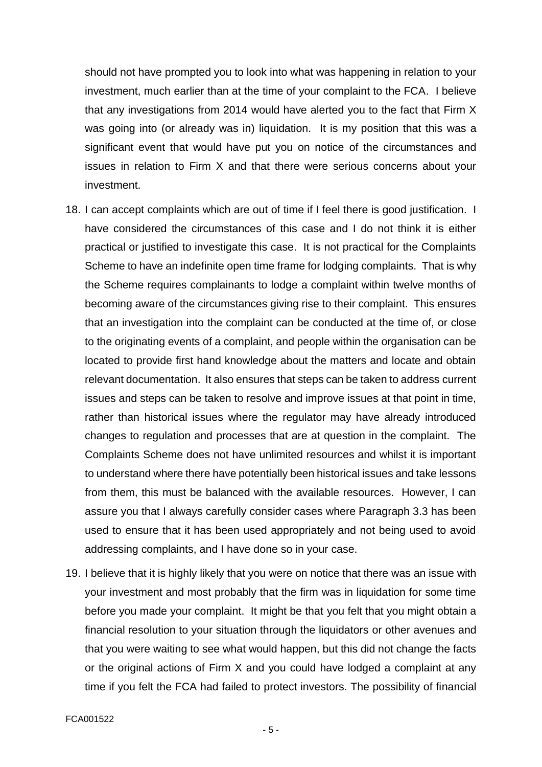should not have prompted you to look into what was happening in relation to your investment, much earlier than at the time of your complaint to the FCA. I believe that any investigations from 2014 would have alerted you to the fact that Firm X was going into (or already was in) liquidation. It is my position that this was a significant event that would have put you on notice of the circumstances and issues in relation to Firm X and that there were serious concerns about your investment.

18. I can accept complaints which are out of time if I feel there is good justification. I have considered the circumstances of this case and I do not think it is either practical or justified to investigate this case. It is not practical for the Complaints Scheme to have an indefinite open time frame for lodging complaints. That is why the Scheme requires complainants to lodge a complaint within twelve months of becoming aware of the circumstances giving rise to their complaint. This ensures that an investigation into the complaint can be conducted at the time of, or close to the originating events of a complaint, and people within the organisation can be located to provide first hand knowledge about the matters and locate and obtain relevant documentation. It also ensures that steps can be taken to address current issues and steps can be taken to resolve and improve issues at that point in time, rather than historical issues where the regulator may have already introduced changes to regulation and processes that are at question in the complaint. The Complaints Scheme does not have unlimited resources and whilst it is important to understand where there have potentially been historical issues and take lessons from them, this must be balanced with the available resources. However, I can assure you that I always carefully consider cases where Paragraph 3.3 has been used to ensure that it has been used appropriately and not being used to avoid addressing complaints, and I have done so in your case.

19. I believe that it is highly likely that you were on notice that there was an issue with your investment and most probably that the firm was in liquidation for some time before you made your complaint. It might be that you felt that you might obtain a financial resolution to your situation through the liquidators or other avenues and that you were waiting to see what would happen, but this did not change the facts or the original actions of Firm X and you could have lodged a complaint at any time if you felt the FCA had failed to protect investors. The possibility of financial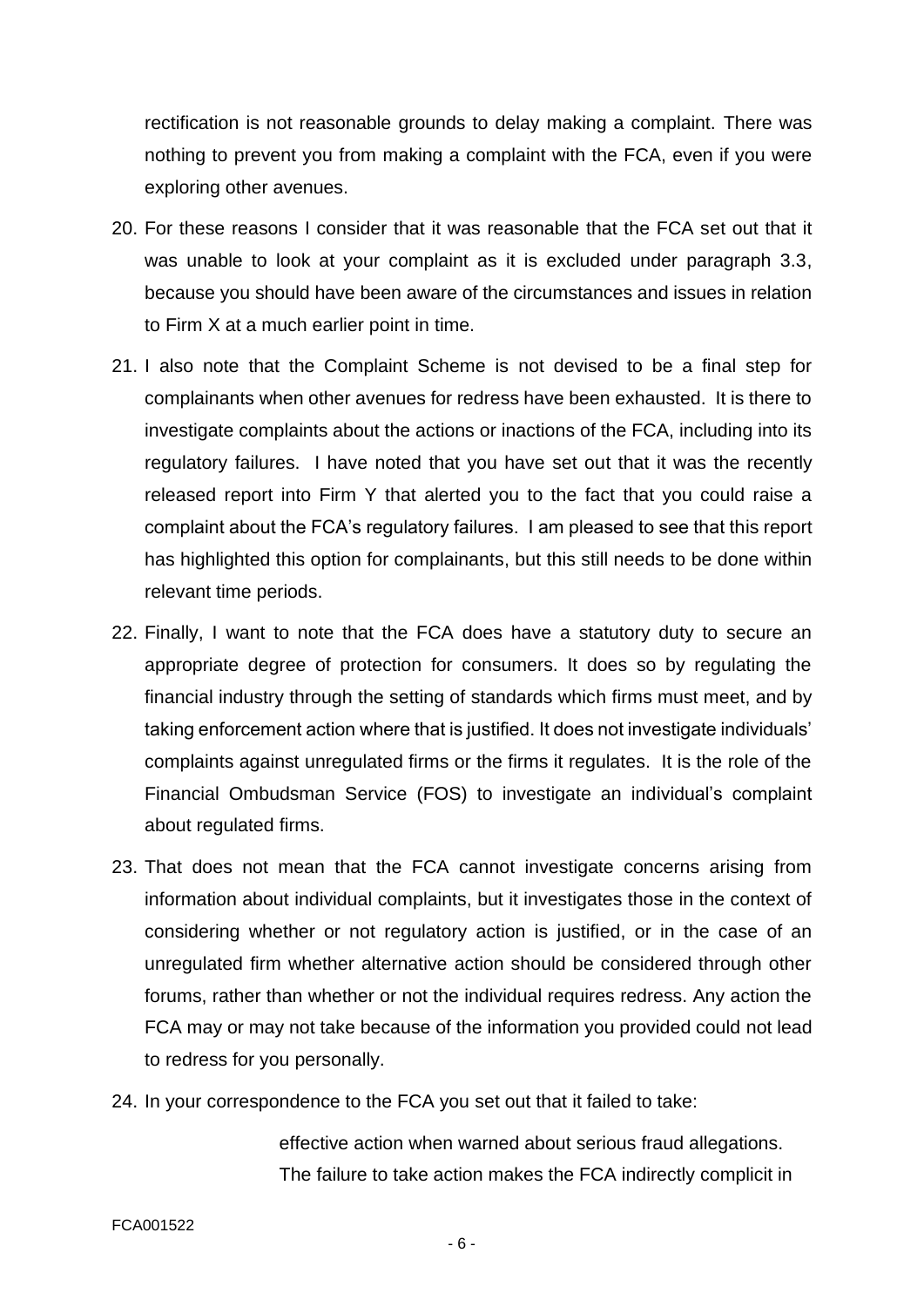rectification is not reasonable grounds to delay making a complaint. There was nothing to prevent you from making a complaint with the FCA, even if you were exploring other avenues.

20. For these reasons I consider that it was reasonable that the FCA set out that it was unable to look at your complaint as it is excluded under paragraph 3.3, because you should have been aware of the circumstances and issues in relation to Firm X at a much earlier point in time.

21. I also note that the Complaint Scheme is not devised to be a final step for complainants when other avenues for redress have been exhausted. It is there to investigate complaints about the actions or inactions of the FCA, including into its regulatory failures. I have noted that you have set out that it was the recently released report into Firm Y that alerted you to the fact that you could raise a complaint about the FCA's regulatory failures. I am pleased to see that this report has highlighted this option for complainants, but this still needs to be done within relevant time periods.

22. Finally, I want to note that the FCA does have a statutory duty to secure an appropriate degree of protection for consumers. It does so by regulating the financial industry through the setting of standards which firms must meet, and by taking enforcement action where that is justified. It does not investigate individuals' complaints against unregulated firms or the firms it regulates. It is the role of the Financial Ombudsman Service (FOS) to investigate an individual's complaint about regulated firms.

23. That does not mean that the FCA cannot investigate concerns arising from information about individual complaints, but it investigates those in the context of considering whether or not regulatory action is justified, or in the case of an unregulated firm whether alternative action should be considered through other forums, rather than whether or not the individual requires redress. Any action the FCA may or may not take because of the information you provided could not lead to redress for you personally.

24. In your correspondence to the FCA you set out that it failed to take:

> effective action when warned about serious fraud allegations. The failure to take action makes the FCA indirectly complicit in

FCA001522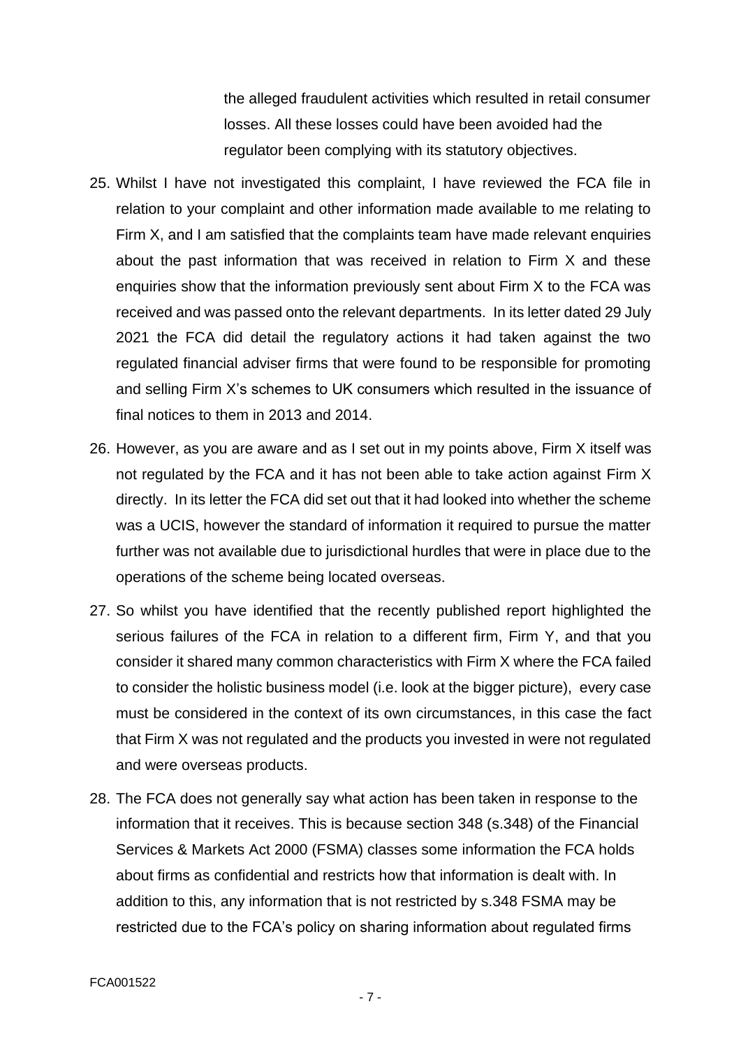the alleged fraudulent activities which resulted in retail consumer losses. All these losses could have been avoided had the regulator been complying with its statutory objectives.

25. Whilst I have not investigated this complaint, I have reviewed the FCA file in relation to your complaint and other information made available to me relating to Firm X, and I am satisfied that the complaints team have made relevant enquiries about the past information that was received in relation to Firm X and these enquiries show that the information previously sent about Firm X to the FCA was received and was passed onto the relevant departments. In its letter dated 29 July 2021 the FCA did detail the regulatory actions it had taken against the two regulated financial adviser firms that were found to be responsible for promoting and selling Firm X's schemes to UK consumers which resulted in the issuance of final notices to them in 2013 and 2014.

26. However, as you are aware and as I set out in my points above, Firm X itself was not regulated by the FCA and it has not been able to take action against Firm X directly. In its letter the FCA did set out that it had looked into whether the scheme was a UCIS, however the standard of information it required to pursue the matter further was not available due to jurisdictional hurdles that were in place due to the operations of the scheme being located overseas.

27. So whilst you have identified that the recently published report highlighted the serious failures of the FCA in relation to a different firm, Firm Y, and that you consider it shared many common characteristics with Firm X where the FCA failed to consider the holistic business model (i.e. look at the bigger picture), every case must be considered in the context of its own circumstances, in this case the fact that Firm X was not regulated and the products you invested in were not regulated and were overseas products.

28. The FCA does not generally say what action has been taken in response to the information that it receives. This is because section 348 (s.348) of the Financial Services & Markets Act 2000 (FSMA) classes some information the FCA holds about firms as confidential and restricts how that information is dealt with. In addition to this, any information that is not restricted by s.348 FSMA may be restricted due to the FCA's policy on sharing information about regulated firms

FCA001522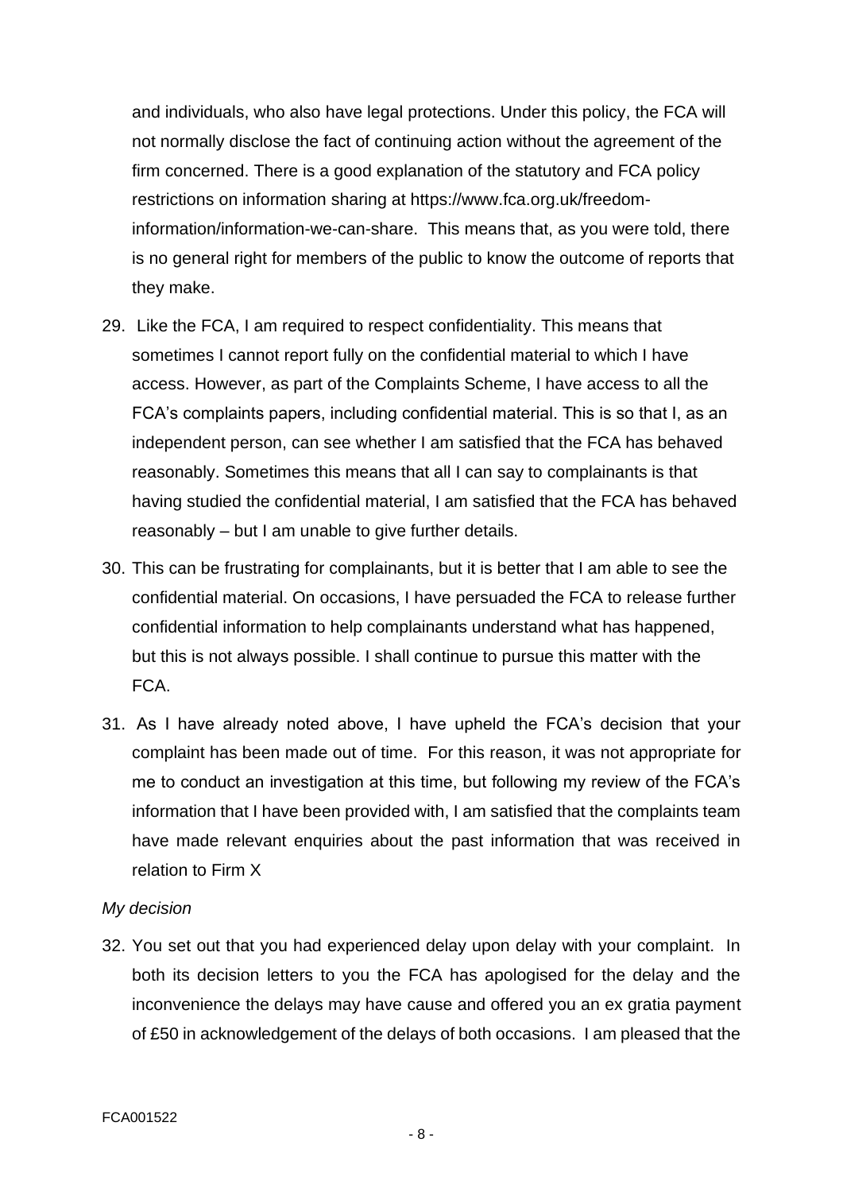and individuals, who also have legal protections. Under this policy, the FCA will not normally disclose the fact of continuing action without the agreement of the firm concerned. There is a good explanation of the statutory and FCA policy restrictions on information sharing at https://www.fca.org.uk/freedom-information/information-we-can-share. This means that, as you were told, there is no general right for members of the public to know the outcome of reports that they make.

29. Like the FCA, I am required to respect confidentiality. This means that sometimes I cannot report fully on the confidential material to which I have access. However, as part of the Complaints Scheme, I have access to all the FCA's complaints papers, including confidential material. This is so that I, as an independent person, can see whether I am satisfied that the FCA has behaved reasonably. Sometimes this means that all I can say to complainants is that having studied the confidential material, I am satisfied that the FCA has behaved reasonably – but I am unable to give further details.

30. This can be frustrating for complainants, but it is better that I am able to see the confidential material. On occasions, I have persuaded the FCA to release further confidential information to help complainants understand what has happened, but this is not always possible. I shall continue to pursue this matter with the FCA.

31. As I have already noted above, I have upheld the FCA's decision that your complaint has been made out of time. For this reason, it was not appropriate for me to conduct an investigation at this time, but following my review of the FCA's information that I have been provided with, I am satisfied that the complaints team have made relevant enquiries about the past information that was received in relation to Firm X

*My decision*

32. You set out that you had experienced delay upon delay with your complaint. In both its decision letters to you the FCA has apologised for the delay and the inconvenience the delays may have cause and offered you an ex gratia payment of £50 in acknowledgement of the delays of both occasions. I am pleased that the

FCA001522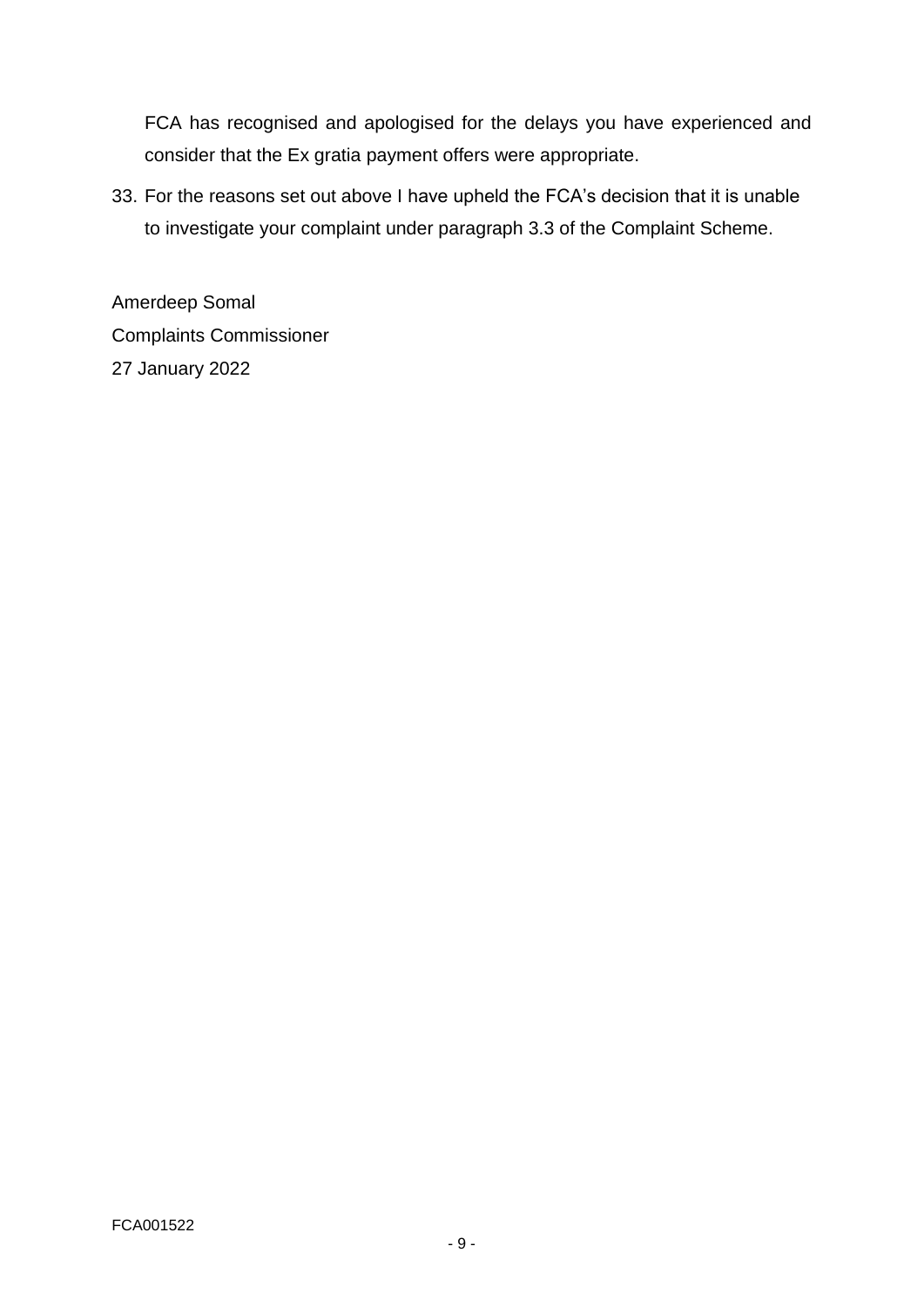FCA has recognised and apologised for the delays you have experienced and consider that the Ex gratia payment offers were appropriate.

33. For the reasons set out above I have upheld the FCA's decision that it is unable to investigate your complaint under paragraph 3.3 of the Complaint Scheme.

Amerdeep Somal
Complaints Commissioner
27 January 2022

FCA001522